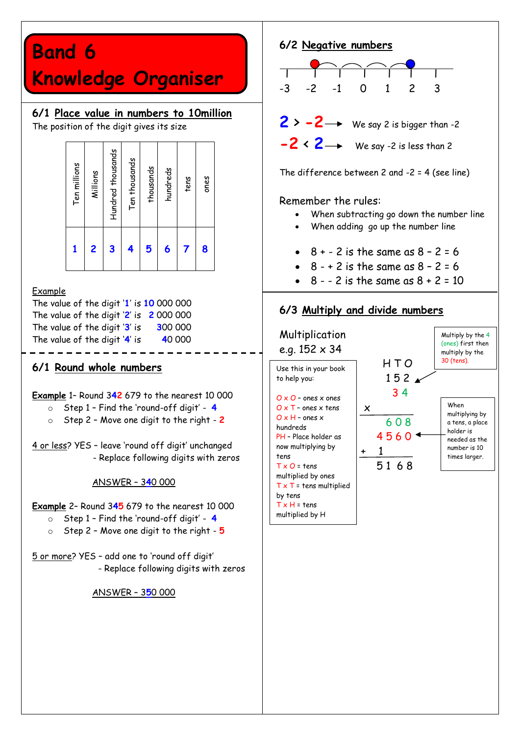# Band 6 Knowledge Organiser

## 6/1 Place value in numbers to 10million

The position of the digit gives its size

| Ten millions | Millions | Hundred thousands | Ten thousands | thousands | hundreds | tens | ones |
|---|---|---|---|---|---|---|---|
| 1 | 2 | 3 | 4 | 5 | 6 | 7 | 8 |

Example

The value of the digit '1' is 10 000 000

The value of the digit '2' is 2 000 000

The value of the digit '3' is 300 000

The value of the digit '4' is 40 000

## 6/1 Round whole numbers

**Example** 1– Round 342 679 to the nearest 10 000

- Step 1 – Find the 'round-off digit' - 4
- Step 2 – Move one digit to the right - 2

4 or less? YES – leave 'round off digit' unchanged
- Replace following digits with zeros

ANSWER – 340 000

**Example** 2– Round 345 679 to the nearest 10 000

- Step 1 – Find the 'round-off digit' - 4
- Step 2 – Move one digit to the right - 5

5 or more? YES – add one to 'round off digit'
- Replace following digits with zeros

ANSWER – 350 000

## 6/2 Negative numbers

-3 -2 -1 0 1 2 3

2 > -2 → We say 2 is bigger than -2

-2 < 2 → We say -2 is less than 2

The difference between 2 and -2 = 4 (see line)

Remember the rules:

- When subtracting go down the number line
- When adding go up the number line

- 8 + - 2 is the same as 8 – 2 = 6
- 8 - + 2 is the same as 8 – 2 = 6
- 8 - - 2 is the same as 8 + 2 = 10

## 6/3 Multiply and divide numbers

Multiplication

e.g. 152 x 34

Use this in your book to help you:

O x O – ones x ones
O x T – ones x tens
O x H – ones x hundreds
PH – Place holder as now multiplying by tens
T x O = tens multiplied by ones
T x T = tens multiplied by tens
T x H = tens multiplied by H

```
  H T O
  1 5 2
    3 4
x
    6 0 8
  4 5 6 0
+ 1
  5 1 6 8
```

Multiply by the 4 (ones) first then multiply by the 30 (tens).

When multiplying by a tens, a place holder is needed as the number is 10 times larger.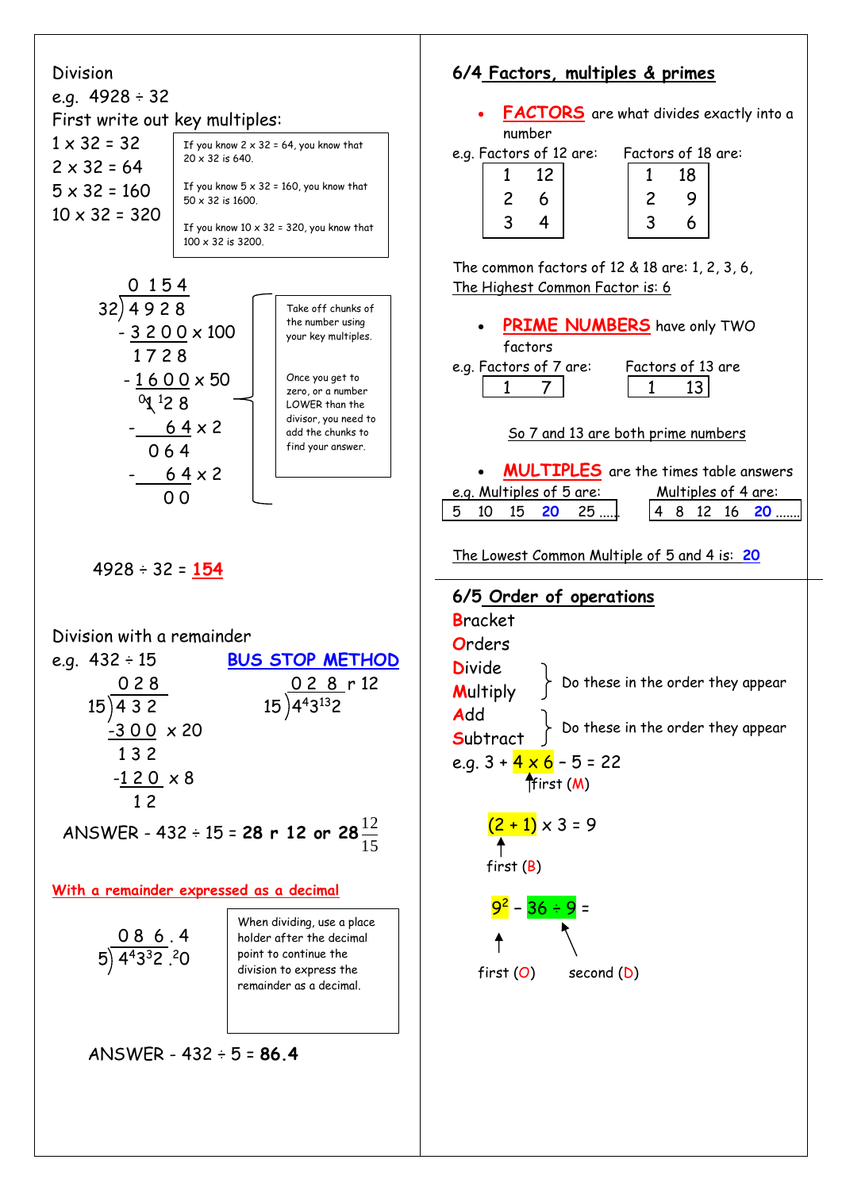Division

e.g. 4928 ÷ 32

First write out key multiples:

1 x 32 = 32
2 x 32 = 64
5 x 32 = 160
10 x 32 = 320

> If you know 2 x 32 = 64, you know that 20 x 32 is 640.
>
> If you know 5 x 32 = 160, you know that 50 x 32 is 1600.
>
> If you know 10 x 32 = 320, you know that 100 x 32 is 3200.

```
       0 1 5 4
32 ) 4 9 2 8
   - 3 2 0 0   x 100
     1 7 2 8
   - 1 6 0 0   x 50
     0 1 1 2 8
   -     6 4   x 2
       0 6 4
   -     6 4   x 2
         0 0
```

> Take off chunks of the number using your key multiples.
>
> Once you get to zero, or a number LOWER than the divisor, you need to add the chunks to find your answer.

4928 ÷ 32 = **154**

Division with a remainder

e.g. 432 ÷ 15

```
      0 2 8
15 ) 4 3 2
    -3 0 0   x 20
     1 3 2
    -1 2 0   x 8
       1 2
```

**BUS STOP METHOD**

```
     0 2 8 r 12
15 ) 4 43 132
```

ANSWER - 432 ÷ 15 = **28 r 12 or 28** $\frac{12}{15}$

**With a remainder expressed as a decimal**

```
    0 8 6 . 4
5 ) 4 43 32 . 20
```

> When dividing, use a place holder after the decimal point to continue the division to express the remainder as a decimal.

ANSWER - 432 ÷ 5 = **86.4**

## 6/4 Factors, multiples & primes

- **FACTORS** are what divides exactly into a number

e.g. Factors of 12 are:

| | |
|---|---|
| 1 | 12 |
| 2 | 6 |
| 3 | 4 |

Factors of 18 are:

| | |
|---|---|
| 1 | 18 |
| 2 | 9 |
| 3 | 6 |

The common factors of 12 & 18 are: 1, 2, 3, 6,

The Highest Common Factor is: 6

- **PRIME NUMBERS** have only TWO factors

e.g. Factors of 7 are: 1 7

Factors of 13 are: 1 13

So 7 and 13 are both prime numbers

- **MULTIPLES** are the times table answers

e.g. Multiples of 5 are: 5 10 15 **20** 25 .....

Multiples of 4 are: 4 8 12 16 **20** .......

The Lowest Common Multiple of 5 and 4 is: **20**

## 6/5 Order of operations

**B**racket
**O**rders
**D**ivide
**M**ultiply — Divide and Multiply: Do these in the order they appear
**A**dd
**S**ubtract — Add and Subtract: Do these in the order they appear

e.g. 3 + 4 x 6 – 5 = 22 (4 x 6 first (M))

(2 + 1) x 3 = 9 ((2 + 1) first (B))

$9^2$ – 36 ÷ 9 = ($9^2$ first (O), 36 ÷ 9 second (D))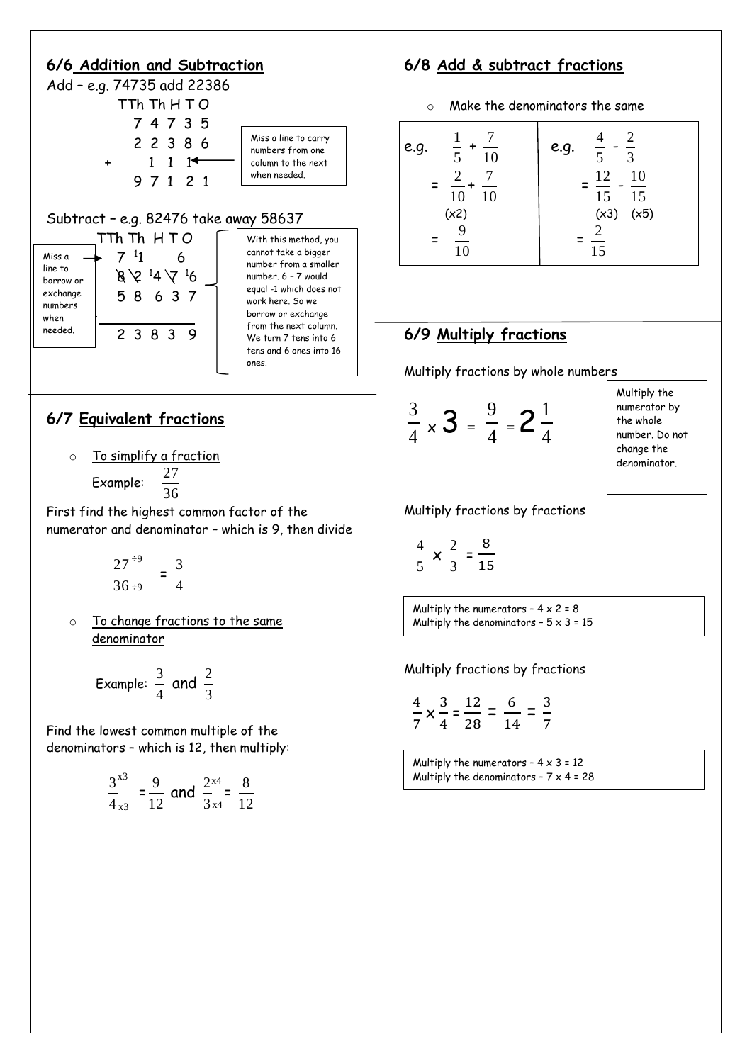## 6/6 Addition and Subtraction

Add – e.g. 74735 add 22386

```
    TTh Th H T O
      7  4 7 3 5
      2  2 3 8 6
  +      1 1 1
      9  7 1 2 1
```

Miss a line to carry numbers from one column to the next when needed.

Subtract – e.g. 82476 take away 58637

```
    TTh Th  H T O
      7  1    6
      8  2 14 7 16
      5  8  6 3 7

      2  3  8 3 9
```

Miss a line to borrow or exchange numbers when needed.

With this method, you cannot take a bigger number from a smaller number. 6 – 7 would equal -1 which does not work here. So we borrow or exchange from the next column. We turn 7 tens into 6 tens and 6 ones into 16 ones.

## 6/7 Equivalent fractions

- To simplify a fraction

  Example: $\frac{27}{36}$

First find the highest common factor of the numerator and denominator – which is 9, then divide

$$\frac{27^{\div 9}}{36_{\div 9}} = \frac{3}{4}$$

- To change fractions to the same denominator

  Example: $\frac{3}{4}$ and $\frac{2}{3}$

Find the lowest common multiple of the denominators – which is 12, then multiply:

$$\frac{3^{\times 3}}{4_{\times 3}} = \frac{9}{12} \text{ and } \frac{2^{\times 4}}{3_{\times 4}} = \frac{8}{12}$$

## 6/8 Add & subtract fractions

- Make the denominators the same

| e.g. | e.g. |
|---|---|
| $\frac{1}{5} + \frac{7}{10}$ | $\frac{4}{5} - \frac{2}{3}$ |
| $= \frac{2}{10} + \frac{7}{10}$ (x2) | $= \frac{12}{15} - \frac{10}{15}$ (x3) (x5) |
| $= \frac{9}{10}$ | $= \frac{2}{15}$ |

## 6/9 Multiply fractions

Multiply fractions by whole numbers

$$\frac{3}{4} \times 3 = \frac{9}{4} = 2\frac{1}{4}$$

Multiply the numerator by the whole number. Do not change the denominator.

Multiply fractions by fractions

$$\frac{4}{5} \times \frac{2}{3} = \frac{8}{15}$$

Multiply the numerators – 4 x 2 = 8
Multiply the denominators – 5 x 3 = 15

Multiply fractions by fractions

$$\frac{4}{7} \times \frac{3}{4} = \frac{12}{28} = \frac{6}{14} = \frac{3}{7}$$

Multiply the numerators – 4 x 3 = 12
Multiply the denominators – 7 x 4 = 28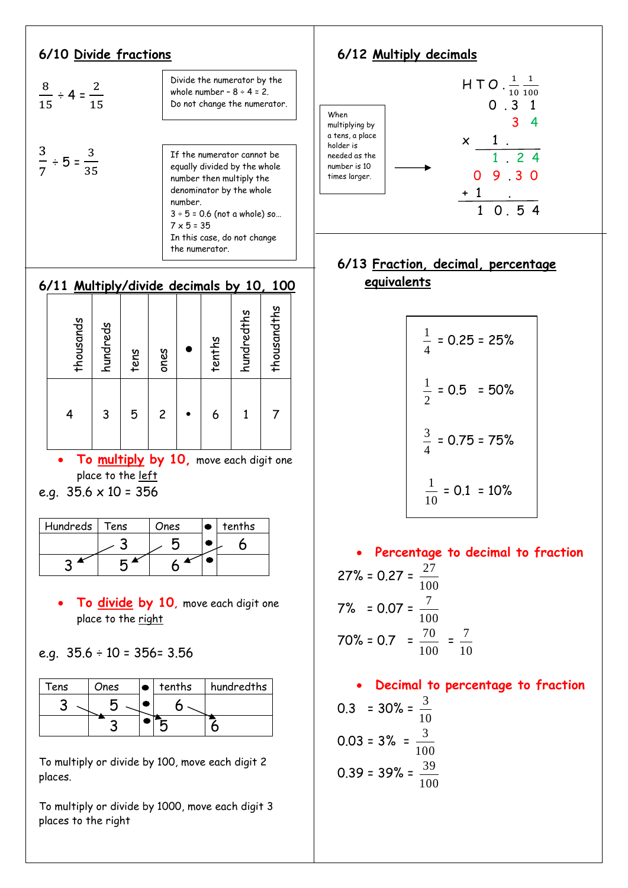## 6/10 Divide fractions

$\frac{8}{15} \div 4 = \frac{2}{15}$

Divide the numerator by the whole number – 8 ÷ 4 = 2.
Do not change the numerator.

$\frac{3}{7} \div 5 = \frac{3}{35}$

If the numerator cannot be equally divided by the whole number then multiply the denominator by the whole number.
3 ÷ 5 = 0.6 (not a whole) so…
7 x 5 = 35
In this case, do not change the numerator.

## 6/11 Multiply/divide decimals by 10, 100

| thousands | hundreds | tens | ones | • | tenths | hundredths | thousandths |
|---|---|---|---|---|---|---|---|
| 4 | 3 | 5 | 2 | • | 6 | 1 | 7 |

- **To multiply by 10,** move each digit one place to the left

e.g. 35.6 x 10 = 356

| Hundreds | Tens | Ones | • | tenths |
|---|---|---|---|---|
| | 3 | 5 | • | 6 |
| 3 | 5 | 6 | • | |

- **To divide by 10,** move each digit one place to the right

e.g. 35.6 ÷ 10 = 356= 3.56

| Tens | Ones | • | tenths | hundredths |
|---|---|---|---|---|
| 3 | 5 | • | 6 | |
| | 3 | • | 5 | 6 |

To multiply or divide by 100, move each digit 2 places.

To multiply or divide by 1000, move each digit 3 places to the right

## 6/12 Multiply decimals

When multiplying by a tens, a place holder is needed as the number is 10 times larger.

```
  H T O . 1/10 1/100
      0 . 3    1
          3    4
  x   1 .
      1 . 2    4
    0 9 . 3    0
  + 1     .
    1 0 . 5    4
```

## 6/13 Fraction, decimal, percentage equivalents

$\frac{1}{4}$ = 0.25 = 25%

$\frac{1}{2}$ = 0.5 = 50%

$\frac{3}{4}$ = 0.75 = 75%

$\frac{1}{10}$ = 0.1 = 10%

- **Percentage to decimal to fraction**

27% = 0.27 = $\frac{27}{100}$

7% = 0.07 = $\frac{7}{100}$

70% = 0.7 = $\frac{70}{100}$ = $\frac{7}{10}$

- **Decimal to percentage to fraction**

0.3 = 30% = $\frac{3}{10}$

0.03 = 3% = $\frac{3}{100}$

0.39 = 39% = $\frac{39}{100}$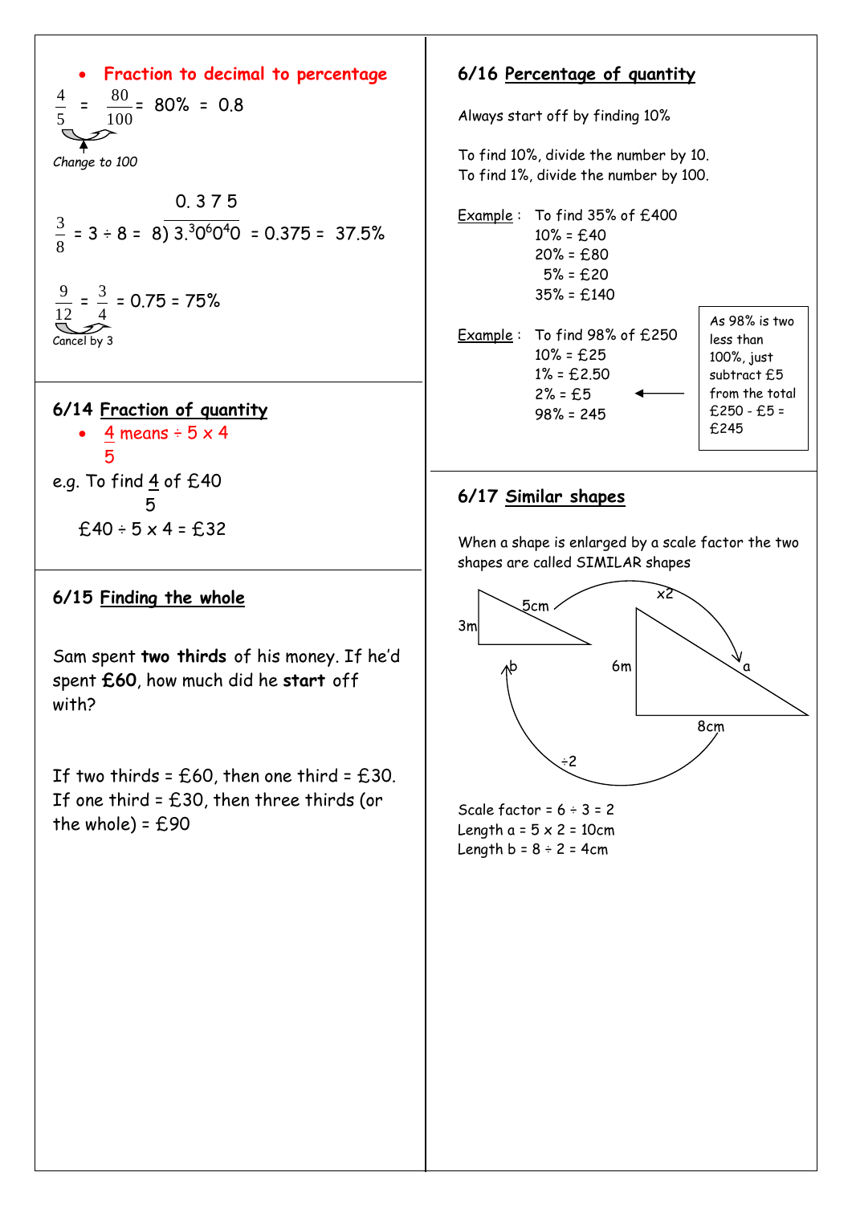- **Fraction to decimal to percentage**

$\frac{4}{5} = \frac{80}{100} = 80\% = 0.8$

*Change to 100*

$\frac{3}{8} = 3 \div 8 = 8\overline{)3.^{3}0^{6}0^{4}0}$ = 0.375 = 37.5%

(0.375 above the division)

$\frac{9}{12} = \frac{3}{4} = 0.75 = 75\%$

Cancel by 3

## 6/14 Fraction of quantity

- $\frac{4}{5}$ means ÷ 5 x 4

e.g. To find $\frac{4}{5}$ of £40

£40 ÷ 5 x 4 = £32

## 6/15 Finding the whole

Sam spent **two thirds** of his money. If he'd spent **£60**, how much did he **start** off with?

If two thirds = £60, then one third = £30.
If one third = £30, then three thirds (or the whole) = £90

## 6/16 Percentage of quantity

Always start off by finding 10%

To find 10%, divide the number by 10.
To find 1%, divide the number by 100.

Example : To find 35% of £400
10% = £40
20% = £80
5% = £20
35% = £140

Example : To find 98% of £250
10% = £25
1% = £2.50
2% = £5
98% = 245

As 98% is two less than 100%, just subtract £5 from the total £250 - £5 = £245

## 6/17 Similar shapes

When a shape is enlarged by a scale factor the two shapes are called SIMILAR shapes

(Diagram: small triangle with sides 3m and 5cm, side b; large triangle with sides 6m, 8cm and a; arrows labelled x2 and ÷2)

Scale factor = 6 ÷ 3 = 2
Length a = 5 x 2 = 10cm
Length b = 8 ÷ 2 = 4cm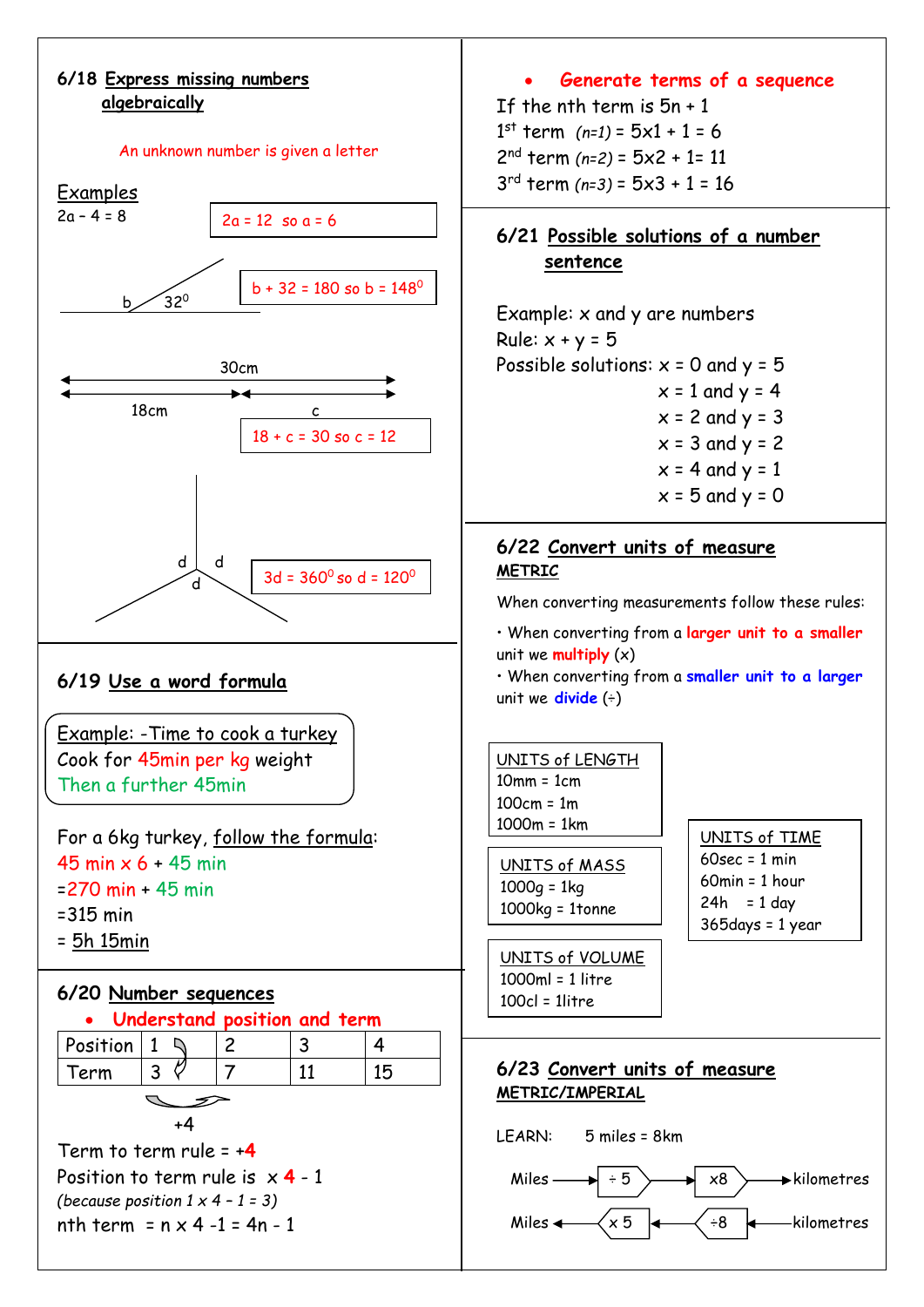## 6/18 Express missing numbers algebraically

An unknown number is given a letter

**Examples**

$2a - 4 = 8$

$2a = 12$ so $a = 6$

b, $32^0$

$b + 32 = 180$ so $b = 148^0$

30cm

18cm, c

$18 + c = 30$ so $c = 12$

d, d, d

$3d = 360^0$ so $d = 120^0$

## 6/19 Use a word formula

Example: -Time to cook a turkey
Cook for 45min per kg weight
Then a further 45min

For a 6kg turkey, follow the formula:

45 min x 6 + 45 min

=270 min + 45 min

=315 min

= 5h 15min

## 6/20 Number sequences

- **Understand position and term**

| Position | 1 | 2 | 3 | 4 |
|---|---|---|---|---|
| Term | 3 | 7 | 11 | 15 |

+4

Term to term rule = **+4**

Position to term rule is x **4** - 1

*(because position 1 x 4 – 1 = 3)*

nth term = n x 4 -1 = 4n - 1

- **Generate terms of a sequence**

If the nth term is $5n + 1$

$1^{st}$ term *(n=1)* = 5x1 + 1 = 6

$2^{nd}$ term *(n=2)* = 5x2 + 1= 11

$3^{rd}$ term *(n=3)* = 5x3 + 1 = 16

## 6/21 Possible solutions of a number sentence

Example: x and y are numbers

Rule: $x + y = 5$

Possible solutions: x = 0 and y = 5
x = 1 and y = 4
x = 2 and y = 3
x = 3 and y = 2
x = 4 and y = 1
x = 5 and y = 0

## 6/22 Convert units of measure

**METRIC**

When converting measurements follow these rules:

- When converting from a **larger unit to a smaller** unit we **multiply** (x)
- When converting from a **smaller unit to a larger** unit we **divide** (÷)

UNITS of LENGTH
10mm = 1cm
100cm = 1m
1000m = 1km

UNITS of MASS
1000g = 1kg
1000kg = 1tonne

UNITS of VOLUME
1000ml = 1 litre
100cl = 1litre

UNITS of TIME
60sec = 1 min
60min = 1 hour
24h = 1 day
365days = 1 year

## 6/23 Convert units of measure

**METRIC/IMPERIAL**

LEARN: 5 miles = 8km

Miles → ÷ 5 → x8 → kilometres

Miles ← x 5 ← ÷8 ← kilometres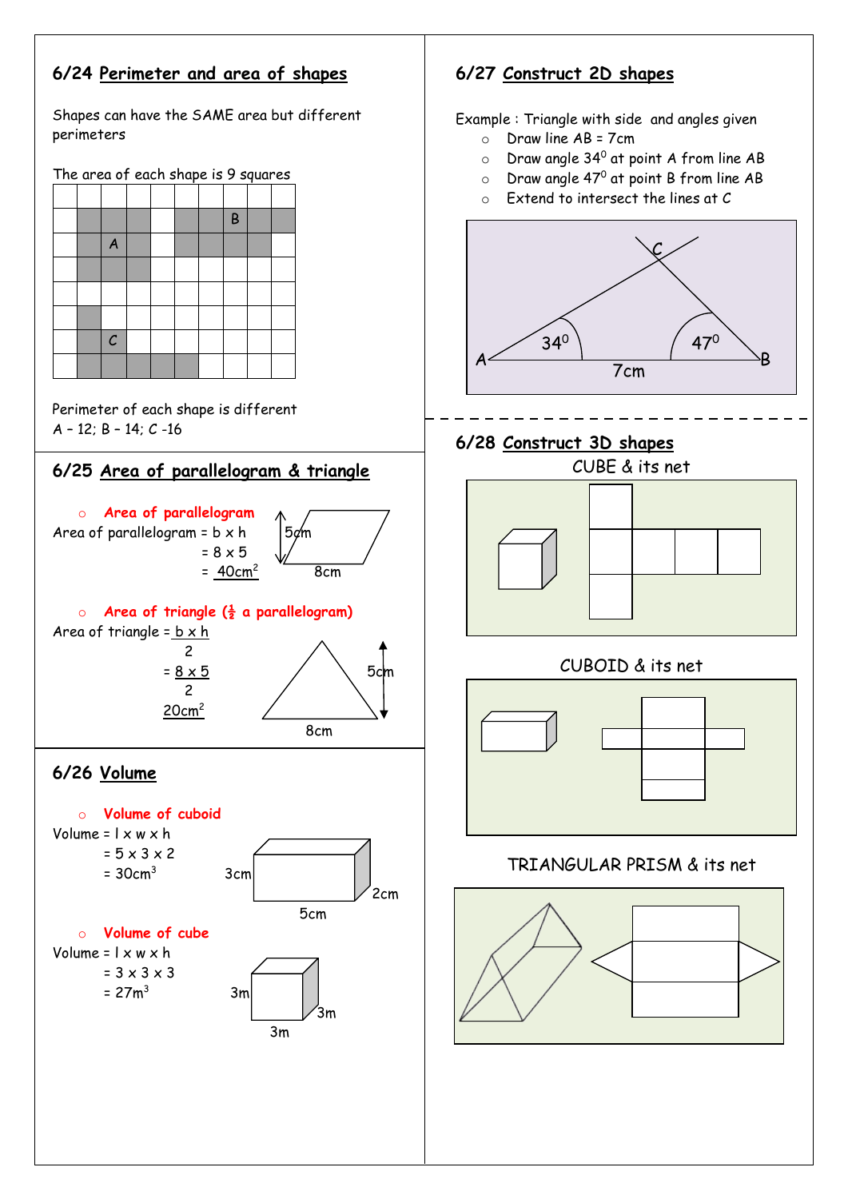## 6/24 Perimeter and area of shapes

Shapes can have the SAME area but different perimeters

The area of each shape is 9 squares

Perimeter of each shape is different
A – 12; B – 14; C -16

## 6/25 Area of parallelogram & triangle

- **Area of parallelogram**

Area of parallelogram = b x h
= 8 x 5
= 40cm$^2$

- **Area of triangle (½ a parallelogram)**

Area of triangle = $\frac{b \times h}{2}$

= $\frac{8 \times 5}{2}$

20cm$^2$

## 6/26 Volume

- **Volume of cuboid**

Volume = l x w x h
= 5 x 3 x 2
= 30cm$^3$

- **Volume of cube**

Volume = l x w x h
= 3 x 3 x 3
= 27m$^3$

## 6/27 Construct 2D shapes

Example : Triangle with side and angles given

- Draw line AB = 7cm
- Draw angle 34$^0$ at point A from line AB
- Draw angle 47$^0$ at point B from line AB
- Extend to intersect the lines at C

## 6/28 Construct 3D shapes

CUBE & its net

CUBOID & its net

TRIANGULAR PRISM & its net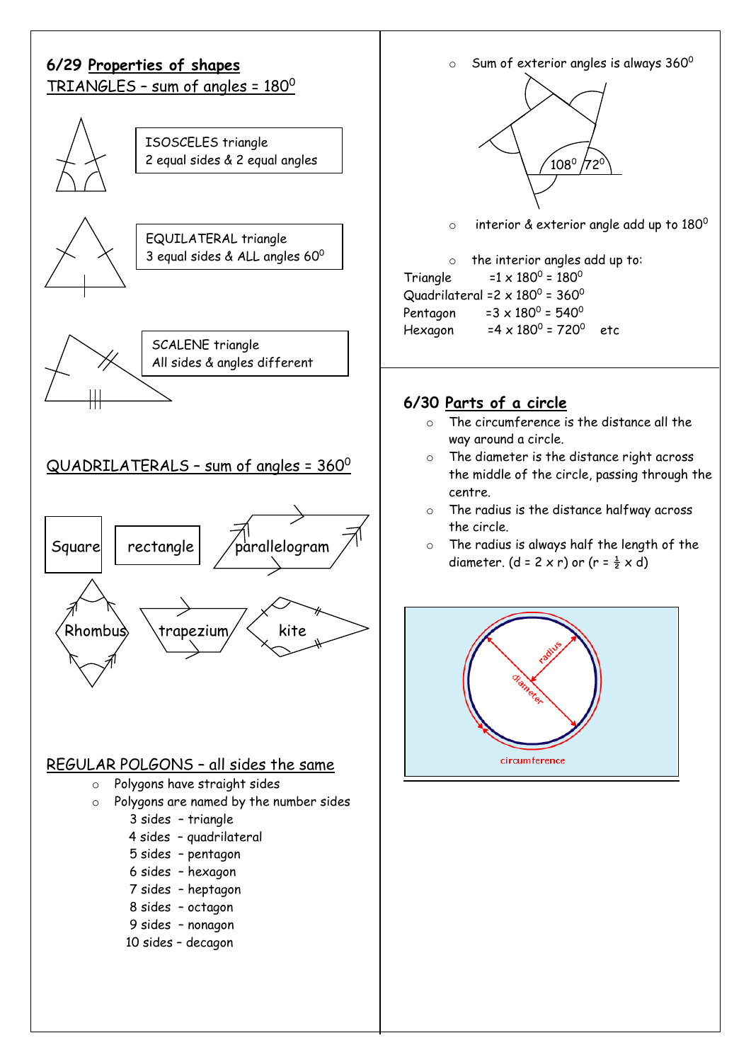## 6/29 Properties of shapes

### TRIANGLES – sum of angles = $180^0$

ISOSCELES triangle
2 equal sides & 2 equal angles

EQUILATERAL triangle
3 equal sides & ALL angles $60^0$

SCALENE triangle
All sides & angles different

### QUADRILATERALS – sum of angles = $360^0$

Square

rectangle

parallelogram

Rhombus

trapezium

kite

### REGULAR POLGONS – all sides the same

- Polygons have straight sides
- Polygons are named by the number sides
  - 3 sides – triangle
  - 4 sides – quadrilateral
  - 5 sides – pentagon
  - 6 sides – hexagon
  - 7 sides – heptagon
  - 8 sides – octagon
  - 9 sides – nonagon
  - 10 sides – decagon

- Sum of exterior angles is always $360^0$

$108^0$ $72^0$

- interior & exterior angle add up to $180^0$

- the interior angles add up to:

Triangle $= 1 \times 180^0 = 180^0$
Quadrilateral $= 2 \times 180^0 = 360^0$
Pentagon $= 3 \times 180^0 = 540^0$
Hexagon $= 4 \times 180^0 = 720^0$ etc

## 6/30 Parts of a circle

- The circumference is the distance all the way around a circle.
- The diameter is the distance right across the middle of the circle, passing through the centre.
- The radius is the distance halfway across the circle.
- The radius is always half the length of the diameter. ($d = 2 \times r$) or ($r = \frac{1}{2} \times d$)

radius
diameter
circumference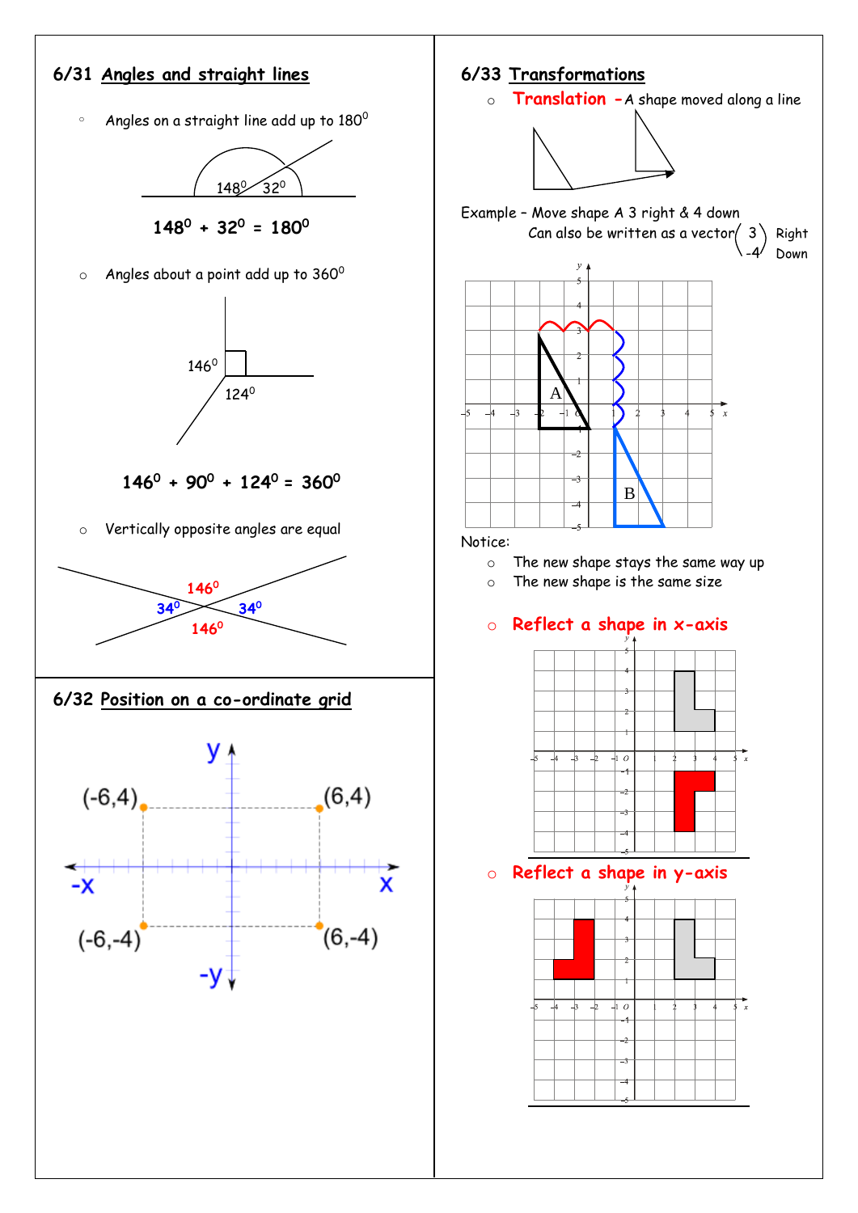## 6/31 Angles and straight lines

- Angles on a straight line add up to $180^0$

$$148^0 + 32^0 = 180^0$$

- Angles about a point add up to $360^0$

$$146^0 + 90^0 + 124^0 = 360^0$$

- Vertically opposite angles are equal

## 6/32 Position on a co-ordinate grid

(-6,4) (6,4)

(-6,-4) (6,-4)

## 6/33 Transformations

- **Translation** – A shape moved along a line

Example – Move shape A 3 right & 4 down

Can also be written as a vector $\begin{pmatrix} 3 \\ -4 \end{pmatrix}$ Right Down

Notice:

- The new shape stays the same way up
- The new shape is the same size

- **Reflect a shape in x-axis**

- **Reflect a shape in y-axis**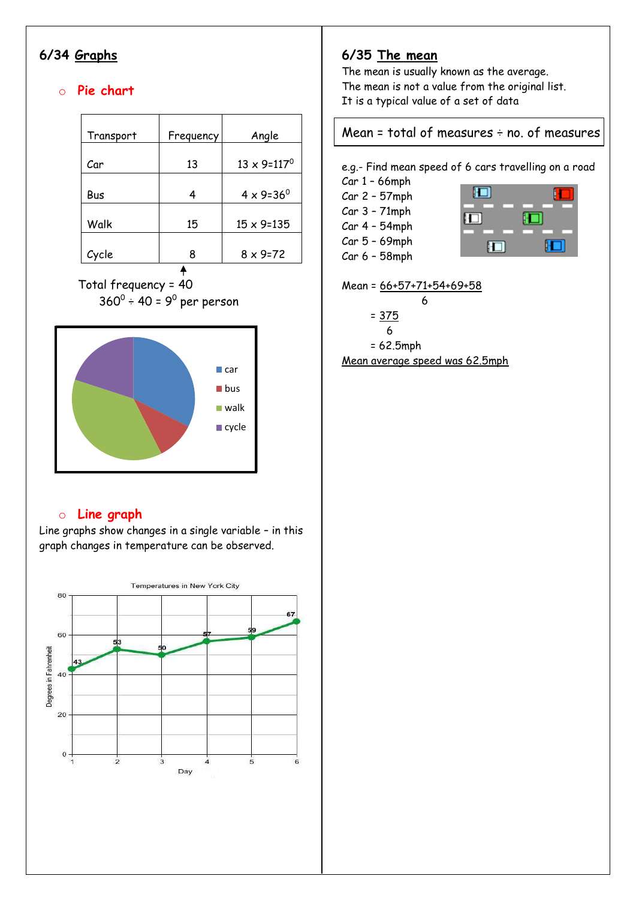## 6/34 Graphs

### Pie chart

| Transport | Frequency | Angle |
|---|---|---|
| Car | 13 | $13 \times 9 = 117^0$ |
| Bus | 4 | $4 \times 9 = 36^0$ |
| Walk | 15 | $15 \times 9 = 135$ |
| Cycle | 8 | $8 \times 9 = 72$ |

Total frequency = 40

$360^0 \div 40 = 9^0$ per person

car
bus
walk
cycle

### Line graph

Line graphs show changes in a single variable – in this graph changes in temperature can be observed.

Temperatures in New York City

Degrees in Fahrenheit

Day

0
20
40
60
80

1
2
3
4
5
6

43
53
50
57
59
67

## 6/35 The mean

The mean is usually known as the average.
The mean is not a value from the original list.
It is a typical value of a set of data

Mean = total of measures ÷ no. of measures

e.g.- Find mean speed of 6 cars travelling on a road

Car 1 – 66mph
Car 2 – 57mph
Car 3 – 71mph
Car 4 – 54mph
Car 5 – 69mph
Car 6 – 58mph

$$\text{Mean} = \frac{66+57+71+54+69+58}{6}$$

$$= \frac{375}{6}$$

$$= 62.5\text{mph}$$

Mean average speed was 62.5mph